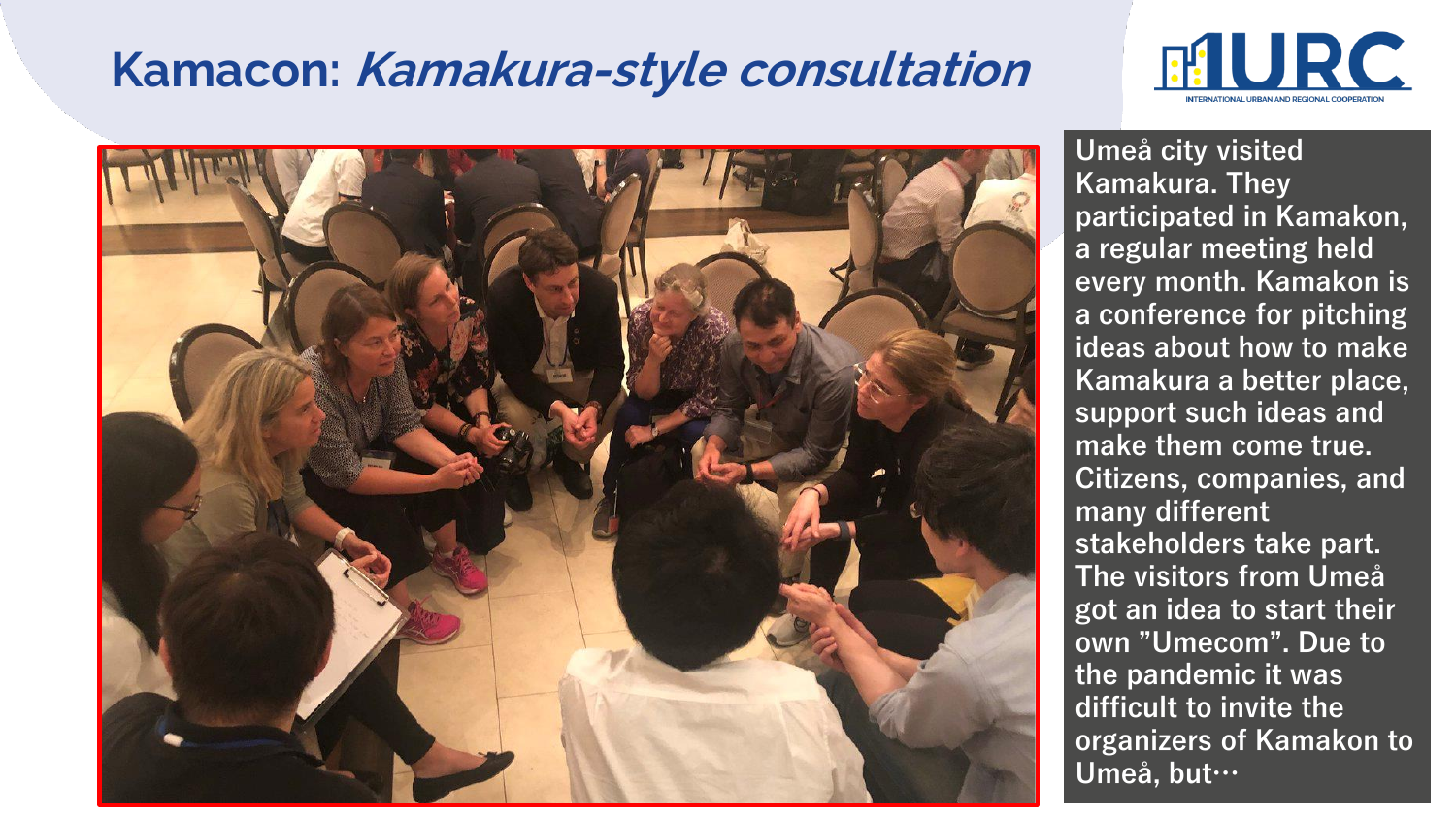# Kamacon: *Kamakura-style consultation*

Umeå city visited Kamakura. They participated in Kamakon, a regular meeting held every month. Kamakon is a conference for pitching ideas about how to make Kamakura a better place, support such ideas and make them come true. Citizens, companies, and many different stakeholders take part. The visitors from Umeå got an idea to start their own ”Umecom”. Due to the pandemic it was difficult to invite the organizers of Kamakon to Umeå, but…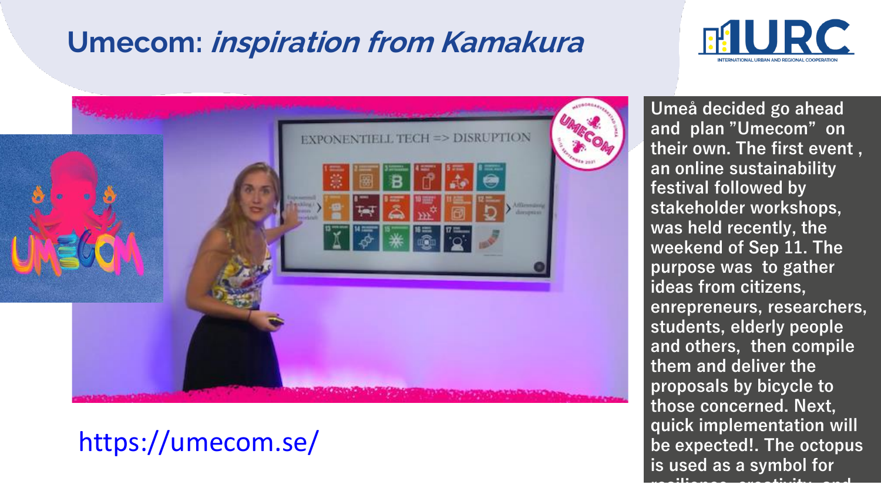# Umecom: *inspiration from Kamakura*

https://umecom.se/

Umeå decided go ahead and plan "Umecom" on their own. The first event , an online sustainability festival followed by stakeholder workshops, was held recently, the weekend of Sep 11. The purpose was to gather ideas from citizens, enrepreneurs, researchers, students, elderly people and others, then compile them and deliver the proposals by bicycle to those concerned. Next, quick implementation will be expected!. The octopus is used as a symbol for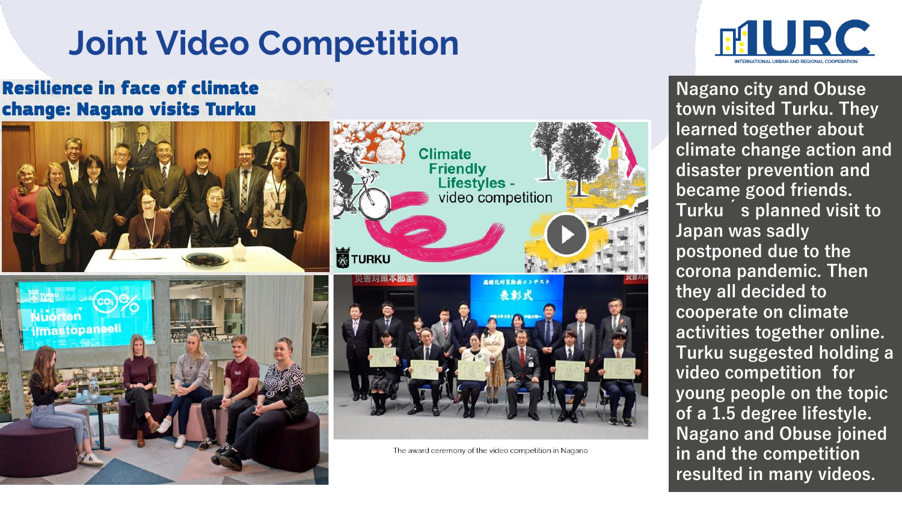# Joint Video Competition

**Resilience in face of climate change: Nagano visits Turku**

Climate Friendly Lifestyles - video competition

The award ceremony of the video competition in Nagano

Nagano city and Obuse town visited Turku. They learned together about climate change action and disaster prevention and became good friends. Turku´s planned visit to Japan was sadly postponed due to the corona pandemic. Then they all decided to cooperate on climate activities together online. Turku suggested holding a video competition for young people on the topic of a 1.5 degree lifestyle. Nagano and Obuse joined in and the competition resulted in many videos.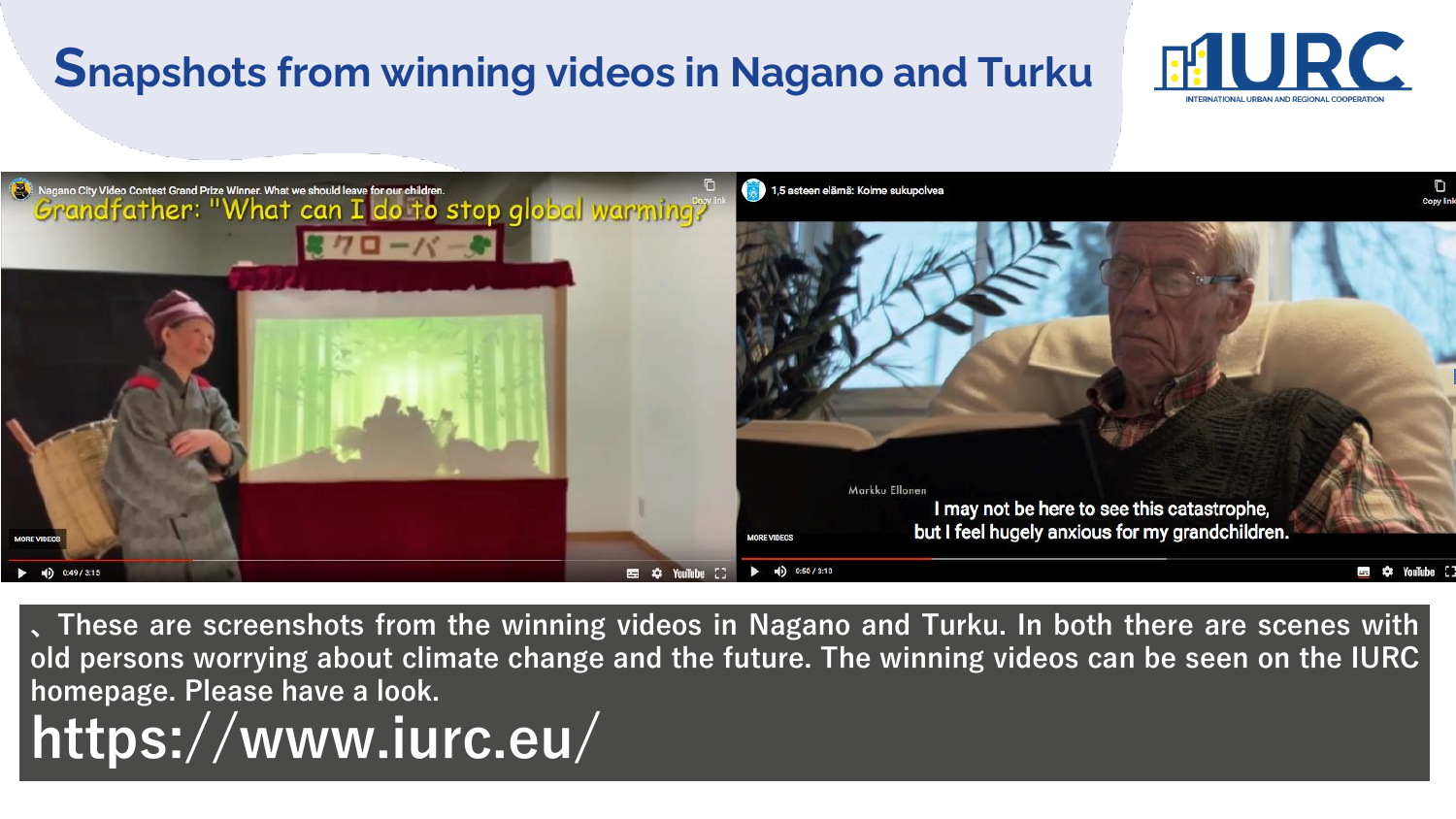# Snapshots from winning videos in Nagano and Turku

、These are screenshots from the winning videos in Nagano and Turku. In both there are scenes with old persons worrying about climate change and the future. The winning videos can be seen on the IURC homepage. Please have a look.

**https://www.iurc.eu/**